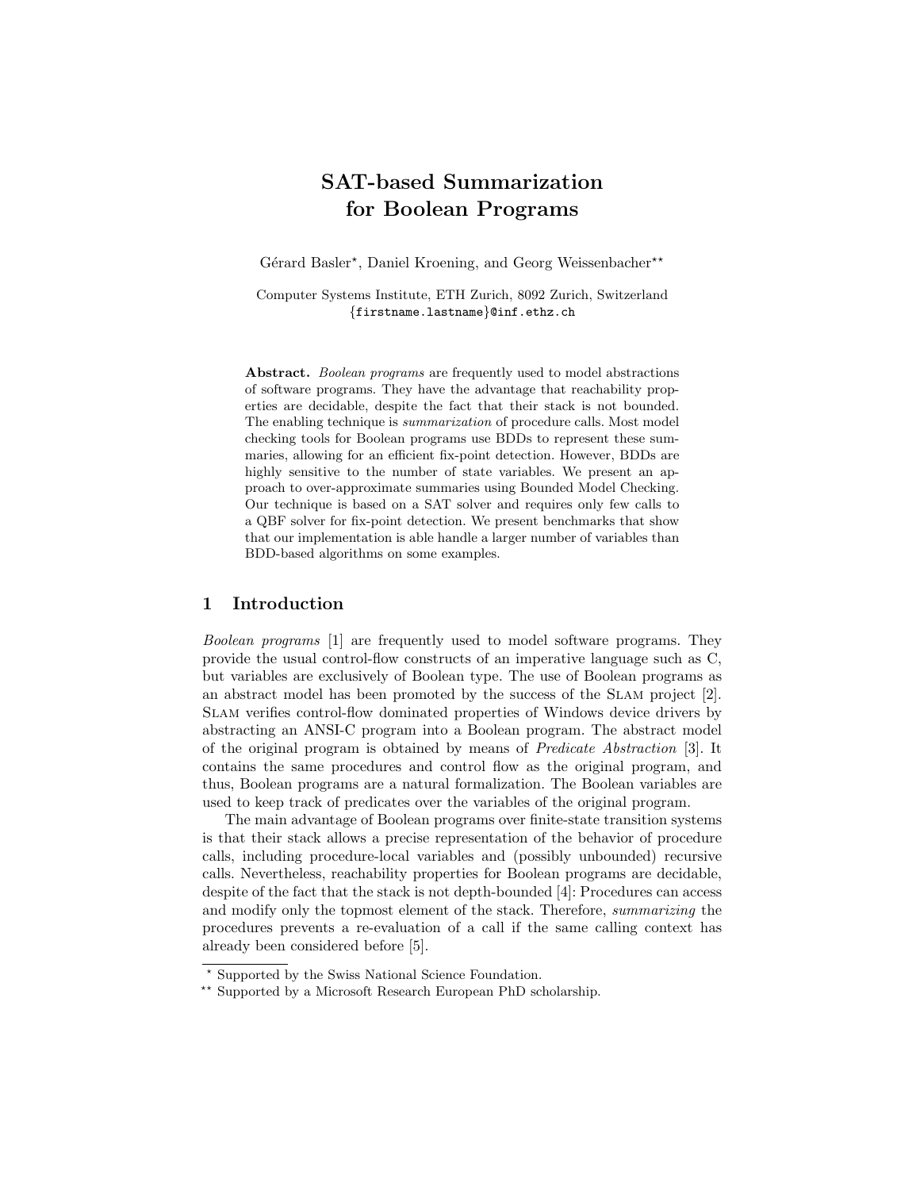# SAT-based Summarization for Boolean Programs

Gérard Basler*, Daniel Kroening, and Georg Weissenbacher**

Computer Systems Institute, ETH Zurich, 8092 Zurich, Switzerland
{firstname.lastname}@inf.ethz.ch

**Abstract.** *Boolean programs* are frequently used to model abstractions of software programs. They have the advantage that reachability properties are decidable, despite the fact that their stack is not bounded. The enabling technique is *summarization* of procedure calls. Most model checking tools for Boolean programs use BDDs to represent these summaries, allowing for an efficient fix-point detection. However, BDDs are highly sensitive to the number of state variables. We present an approach to over-approximate summaries using Bounded Model Checking. Our technique is based on a SAT solver and requires only few calls to a QBF solver for fix-point detection. We present benchmarks that show that our implementation is able handle a larger number of variables than BDD-based algorithms on some examples.

## 1 Introduction

*Boolean programs* [1] are frequently used to model software programs. They provide the usual control-flow constructs of an imperative language such as C, but variables are exclusively of Boolean type. The use of Boolean programs as an abstract model has been promoted by the success of the Slam project [2]. Slam verifies control-flow dominated properties of Windows device drivers by abstracting an ANSI-C program into a Boolean program. The abstract model of the original program is obtained by means of *Predicate Abstraction* [3]. It contains the same procedures and control flow as the original program, and thus, Boolean programs are a natural formalization. The Boolean variables are used to keep track of predicates over the variables of the original program.

The main advantage of Boolean programs over finite-state transition systems is that their stack allows a precise representation of the behavior of procedure calls, including procedure-local variables and (possibly unbounded) recursive calls. Nevertheless, reachability properties for Boolean programs are decidable, despite of the fact that the stack is not depth-bounded [4]: Procedures can access and modify only the topmost element of the stack. Therefore, *summarizing* the procedures prevents a re-evaluation of a call if the same calling context has already been considered before [5].

* Supported by the Swiss National Science Foundation.
** Supported by a Microsoft Research European PhD scholarship.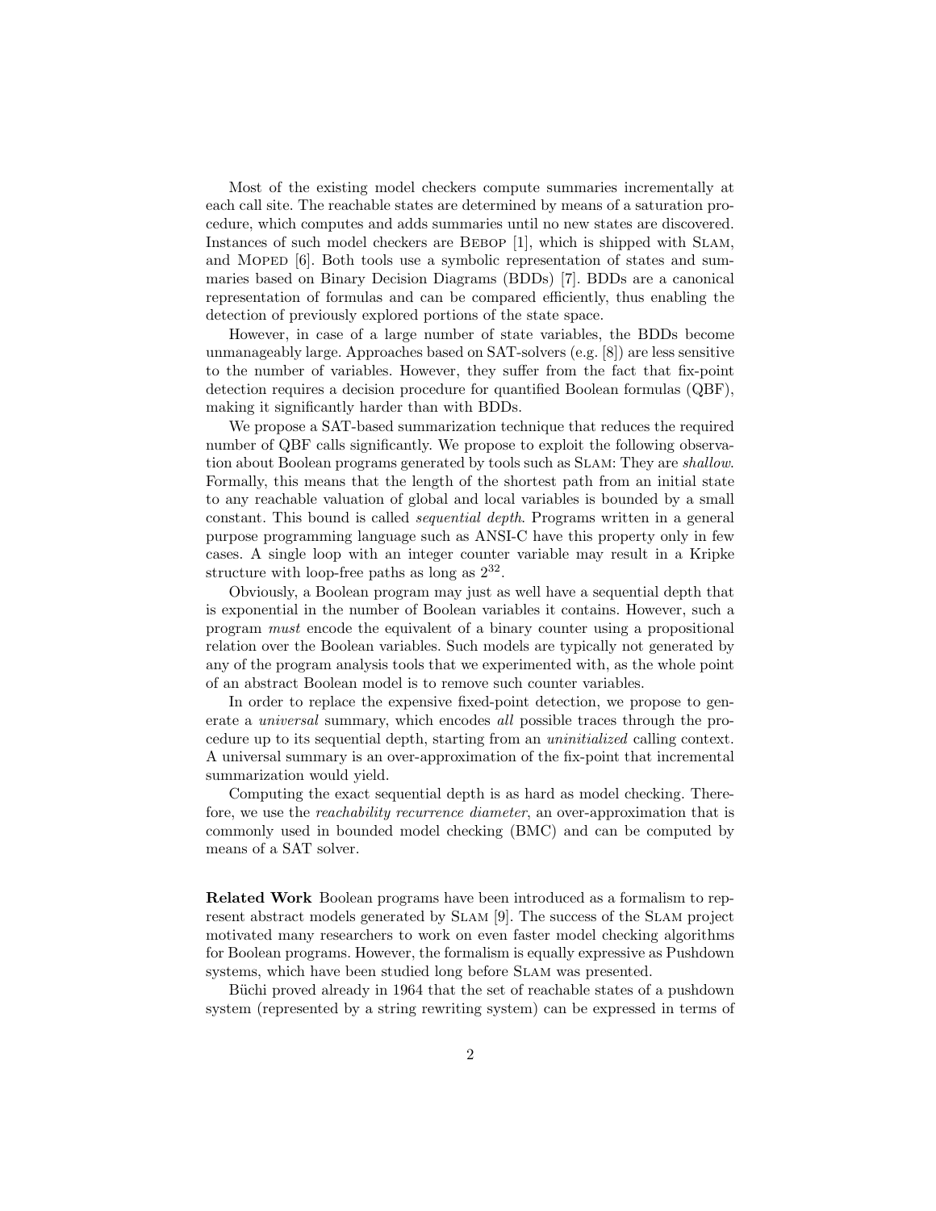Most of the existing model checkers compute summaries incrementally at each call site. The reachable states are determined by means of a saturation procedure, which computes and adds summaries until no new states are discovered. Instances of such model checkers are Bebop [1], which is shipped with Slam, and Moped [6]. Both tools use a symbolic representation of states and summaries based on Binary Decision Diagrams (BDDs) [7]. BDDs are a canonical representation of formulas and can be compared efficiently, thus enabling the detection of previously explored portions of the state space.

However, in case of a large number of state variables, the BDDs become unmanageably large. Approaches based on SAT-solvers (e.g. [8]) are less sensitive to the number of variables. However, they suffer from the fact that fix-point detection requires a decision procedure for quantified Boolean formulas (QBF), making it significantly harder than with BDDs.

We propose a SAT-based summarization technique that reduces the required number of QBF calls significantly. We propose to exploit the following observation about Boolean programs generated by tools such as Slam: They are *shallow*. Formally, this means that the length of the shortest path from an initial state to any reachable valuation of global and local variables is bounded by a small constant. This bound is called *sequential depth*. Programs written in a general purpose programming language such as ANSI-C have this property only in few cases. A single loop with an integer counter variable may result in a Kripke structure with loop-free paths as long as $2^{32}$.

Obviously, a Boolean program may just as well have a sequential depth that is exponential in the number of Boolean variables it contains. However, such a program *must* encode the equivalent of a binary counter using a propositional relation over the Boolean variables. Such models are typically not generated by any of the program analysis tools that we experimented with, as the whole point of an abstract Boolean model is to remove such counter variables.

In order to replace the expensive fixed-point detection, we propose to generate a *universal* summary, which encodes *all* possible traces through the procedure up to its sequential depth, starting from an *uninitialized* calling context. A universal summary is an over-approximation of the fix-point that incremental summarization would yield.

Computing the exact sequential depth is as hard as model checking. Therefore, we use the *reachability recurrence diameter*, an over-approximation that is commonly used in bounded model checking (BMC) and can be computed by means of a SAT solver.

**Related Work** Boolean programs have been introduced as a formalism to represent abstract models generated by Slam [9]. The success of the Slam project motivated many researchers to work on even faster model checking algorithms for Boolean programs. However, the formalism is equally expressive as Pushdown systems, which have been studied long before Slam was presented.

Büchi proved already in 1964 that the set of reachable states of a pushdown system (represented by a string rewriting system) can be expressed in terms of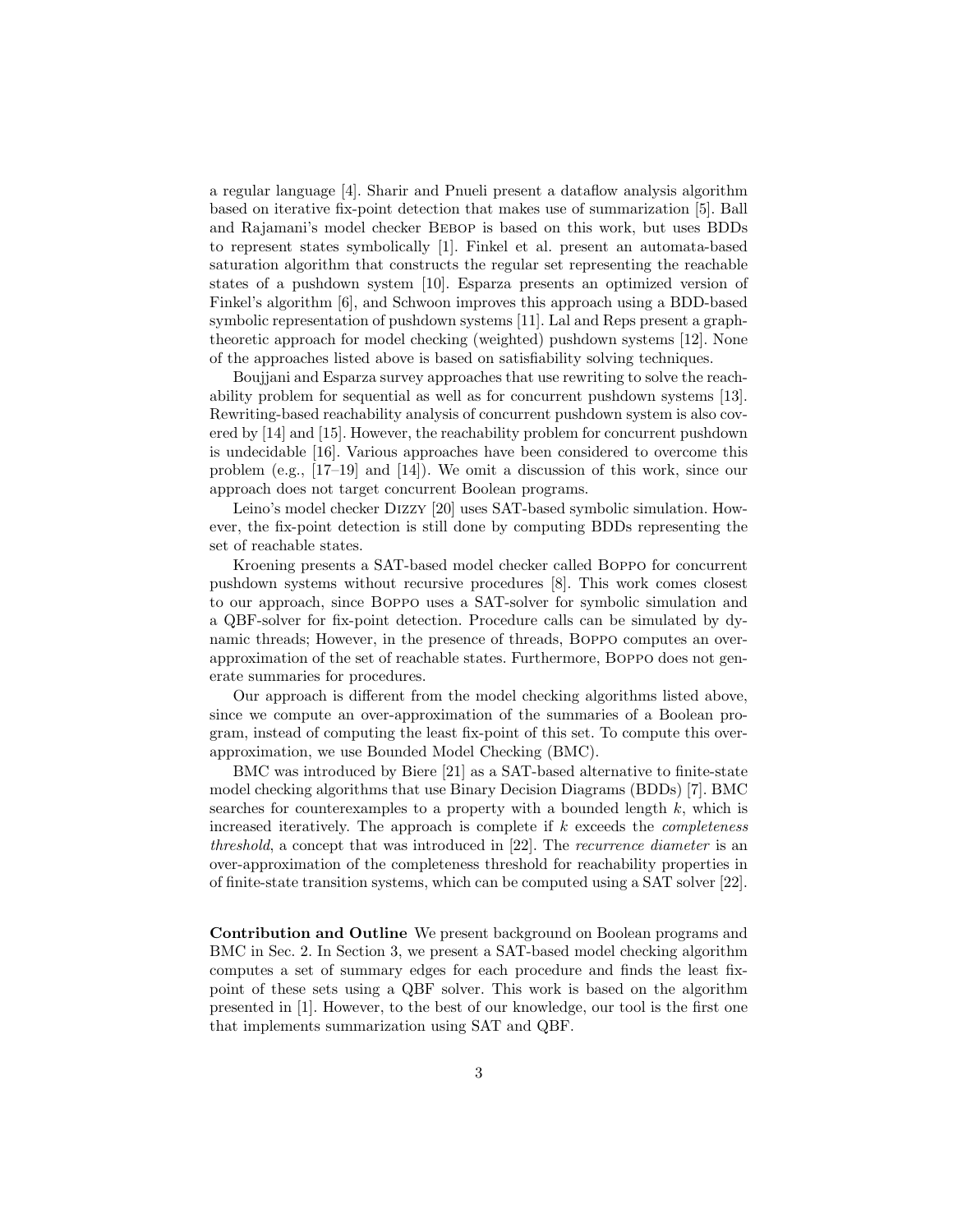a regular language [4]. Sharir and Pnueli present a dataflow analysis algorithm based on iterative fix-point detection that makes use of summarization [5]. Ball and Rajamani's model checker Bebop is based on this work, but uses BDDs to represent states symbolically [1]. Finkel et al. present an automata-based saturation algorithm that constructs the regular set representing the reachable states of a pushdown system [10]. Esparza presents an optimized version of Finkel's algorithm [6], and Schwoon improves this approach using a BDD-based symbolic representation of pushdown systems [11]. Lal and Reps present a graph-theoretic approach for model checking (weighted) pushdown systems [12]. None of the approaches listed above is based on satisfiability solving techniques.

Boujjani and Esparza survey approaches that use rewriting to solve the reachability problem for sequential as well as for concurrent pushdown systems [13]. Rewriting-based reachability analysis of concurrent pushdown system is also covered by [14] and [15]. However, the reachability problem for concurrent pushdown is undecidable [16]. Various approaches have been considered to overcome this problem (e.g., [17–19] and [14]). We omit a discussion of this work, since our approach does not target concurrent Boolean programs.

Leino's model checker Dizzy [20] uses SAT-based symbolic simulation. However, the fix-point detection is still done by computing BDDs representing the set of reachable states.

Kroening presents a SAT-based model checker called Boppo for concurrent pushdown systems without recursive procedures [8]. This work comes closest to our approach, since Boppo uses a SAT-solver for symbolic simulation and a QBF-solver for fix-point detection. Procedure calls can be simulated by dynamic threads; However, in the presence of threads, Boppo computes an over-approximation of the set of reachable states. Furthermore, Boppo does not generate summaries for procedures.

Our approach is different from the model checking algorithms listed above, since we compute an over-approximation of the summaries of a Boolean program, instead of computing the least fix-point of this set. To compute this over-approximation, we use Bounded Model Checking (BMC).

BMC was introduced by Biere [21] as a SAT-based alternative to finite-state model checking algorithms that use Binary Decision Diagrams (BDDs) [7]. BMC searches for counterexamples to a property with a bounded length $k$, which is increased iteratively. The approach is complete if $k$ exceeds the *completeness threshold*, a concept that was introduced in [22]. The *recurrence diameter* is an over-approximation of the completeness threshold for reachability properties in of finite-state transition systems, which can be computed using a SAT solver [22].

**Contribution and Outline** We present background on Boolean programs and BMC in Sec. 2. In Section 3, we present a SAT-based model checking algorithm computes a set of summary edges for each procedure and finds the least fix-point of these sets using a QBF solver. This work is based on the algorithm presented in [1]. However, to the best of our knowledge, our tool is the first one that implements summarization using SAT and QBF.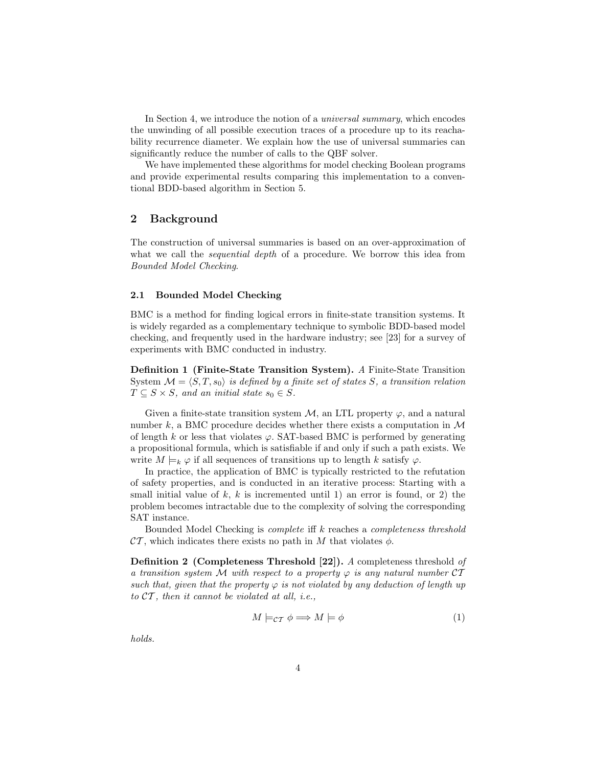In Section 4, we introduce the notion of a *universal summary*, which encodes the unwinding of all possible execution traces of a procedure up to its reachability recurrence diameter. We explain how the use of universal summaries can significantly reduce the number of calls to the QBF solver.

We have implemented these algorithms for model checking Boolean programs and provide experimental results comparing this implementation to a conventional BDD-based algorithm in Section 5.

## 2 Background

The construction of universal summaries is based on an over-approximation of what we call the *sequential depth* of a procedure. We borrow this idea from *Bounded Model Checking*.

### 2.1 Bounded Model Checking

BMC is a method for finding logical errors in finite-state transition systems. It is widely regarded as a complementary technique to symbolic BDD-based model checking, and frequently used in the hardware industry; see [23] for a survey of experiments with BMC conducted in industry.

**Definition 1 (Finite-State Transition System).** *A* Finite-State Transition System *$\mathcal{M} = \langle S, T, s_0 \rangle$ is defined by a finite set of states $S$, a transition relation $T \subseteq S \times S$, and an initial state $s_0 \in S$.*

Given a finite-state transition system $\mathcal{M}$, an LTL property $\varphi$, and a natural number $k$, a BMC procedure decides whether there exists a computation in $\mathcal{M}$ of length $k$ or less that violates $\varphi$. SAT-based BMC is performed by generating a propositional formula, which is satisfiable if and only if such a path exists. We write $M \models_k \varphi$ if all sequences of transitions up to length $k$ satisfy $\varphi$.

In practice, the application of BMC is typically restricted to the refutation of safety properties, and is conducted in an iterative process: Starting with a small initial value of $k$, $k$ is incremented until 1) an error is found, or 2) the problem becomes intractable due to the complexity of solving the corresponding SAT instance.

Bounded Model Checking is *complete* iff $k$ reaches a *completeness threshold* $\mathcal{CT}$, which indicates there exists no path in $M$ that violates $\phi$.

**Definition 2 (Completeness Threshold [22]).** *A* completeness threshold *of a transition system $\mathcal{M}$ with respect to a property $\varphi$ is any natural number $\mathcal{CT}$ such that, given that the property $\varphi$ is not violated by any deduction of length up to $\mathcal{CT}$, then it cannot be violated at all, i.e.,*

$$M \models_{\mathcal{CT}} \phi \Longrightarrow M \models \phi \tag{1}$$

*holds.*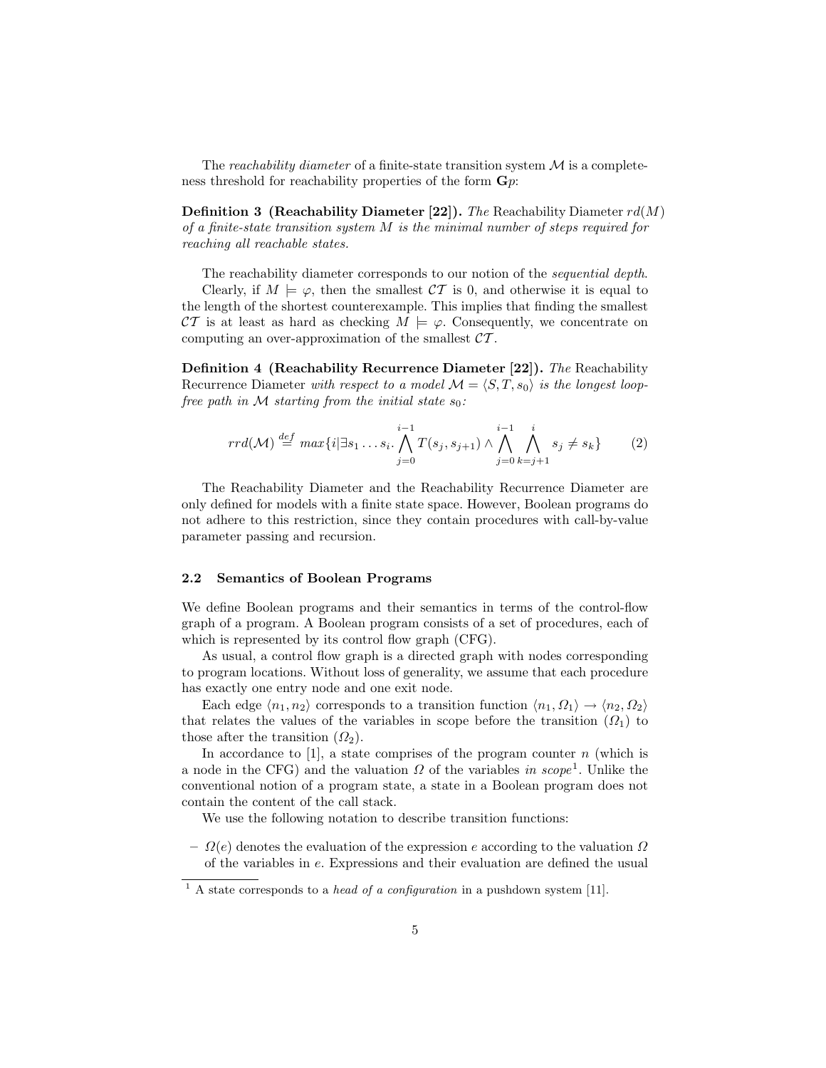The *reachability diameter* of a finite-state transition system $\mathcal{M}$ is a completeness threshold for reachability properties of the form $\mathbf{G}p$:

**Definition 3 (Reachability Diameter [22]).** *The* Reachability Diameter $rd(M)$ *of a finite-state transition system $M$ is the minimal number of steps required for reaching all reachable states.*

The reachability diameter corresponds to our notion of the *sequential depth*.

Clearly, if $M \models \varphi$, then the smallest $\mathcal{CT}$ is 0, and otherwise it is equal to the length of the shortest counterexample. This implies that finding the smallest $\mathcal{CT}$ is at least as hard as checking $M \models \varphi$. Consequently, we concentrate on computing an over-approximation of the smallest $\mathcal{CT}$.

**Definition 4 (Reachability Recurrence Diameter [22]).** *The* Reachability Recurrence Diameter *with respect to a model $\mathcal{M} = \langle S, T, s_0 \rangle$ is the longest loop-free path in $\mathcal{M}$ starting from the initial state $s_0$:*

$$rrd(\mathcal{M}) \stackrel{def}{=} max\{i | \exists s_1 \ldots s_i. \bigwedge_{j=0}^{i-1} T(s_j, s_{j+1}) \wedge \bigwedge_{j=0}^{i-1} \bigwedge_{k=j+1}^{i} s_j \neq s_k\} \tag{2}$$

The Reachability Diameter and the Reachability Recurrence Diameter are only defined for models with a finite state space. However, Boolean programs do not adhere to this restriction, since they contain procedures with call-by-value parameter passing and recursion.

### 2.2 Semantics of Boolean Programs

We define Boolean programs and their semantics in terms of the control-flow graph of a program. A Boolean program consists of a set of procedures, each of which is represented by its control flow graph (CFG).

As usual, a control flow graph is a directed graph with nodes corresponding to program locations. Without loss of generality, we assume that each procedure has exactly one entry node and one exit node.

Each edge $\langle n_1, n_2 \rangle$ corresponds to a transition function $\langle n_1, \Omega_1 \rangle \rightarrow \langle n_2, \Omega_2 \rangle$ that relates the values of the variables in scope before the transition ($\Omega_1$) to those after the transition ($\Omega_2$).

In accordance to [1], a state comprises of the program counter $n$ (which is a node in the CFG) and the valuation $\Omega$ of the variables *in scope*[1]. Unlike the conventional notion of a program state, a state in a Boolean program does not contain the content of the call stack.

We use the following notation to describe transition functions:

– $\Omega(e)$ denotes the evaluation of the expression $e$ according to the valuation $\Omega$ of the variables in $e$. Expressions and their evaluation are defined the usual

[1] A state corresponds to a *head of a configuration* in a pushdown system [11].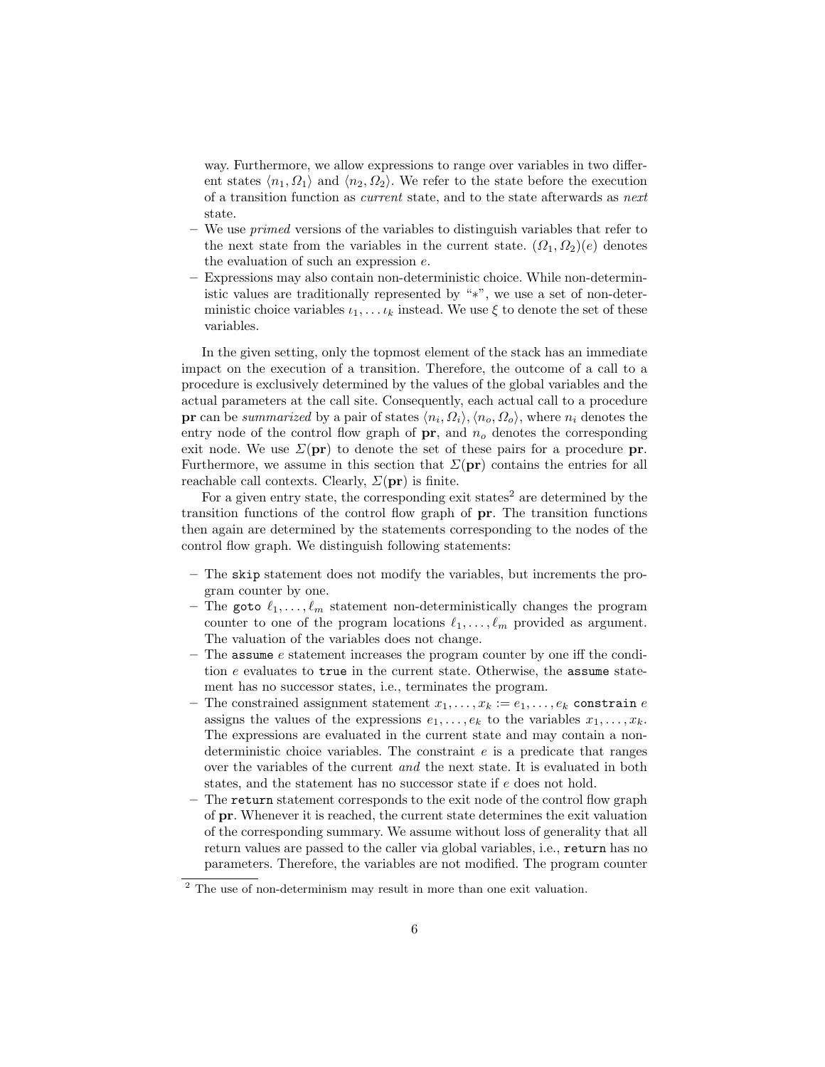way. Furthermore, we allow expressions to range over variables in two different states $\langle n_1, \Omega_1 \rangle$ and $\langle n_2, \Omega_2 \rangle$. We refer to the state before the execution of a transition function as *current* state, and to the state afterwards as *next* state.
- We use *primed* versions of the variables to distinguish variables that refer to the next state from the variables in the current state. $(\Omega_1, \Omega_2)(e)$ denotes the evaluation of such an expression $e$.
- Expressions may also contain non-deterministic choice. While non-deterministic values are traditionally represented by "$*$", we use a set of non-deterministic choice variables $\iota_1, \ldots \iota_k$ instead. We use $\xi$ to denote the set of these variables.

In the given setting, only the topmost element of the stack has an immediate impact on the execution of a transition. Therefore, the outcome of a call to a procedure is exclusively determined by the values of the global variables and the actual parameters at the call site. Consequently, each actual call to a procedure **pr** can be *summarized* by a pair of states $\langle n_i, \Omega_i \rangle, \langle n_o, \Omega_o \rangle$, where $n_i$ denotes the entry node of the control flow graph of **pr**, and $n_o$ denotes the corresponding exit node. We use $\Sigma(\mathbf{pr})$ to denote the set of these pairs for a procedure **pr**. Furthermore, we assume in this section that $\Sigma(\mathbf{pr})$ contains the entries for all reachable call contexts. Clearly, $\Sigma(\mathbf{pr})$ is finite.

For a given entry state, the corresponding exit states[2] are determined by the transition functions of the control flow graph of **pr**. The transition functions then again are determined by the statements corresponding to the nodes of the control flow graph. We distinguish following statements:

- The `skip` statement does not modify the variables, but increments the program counter by one.
- The `goto` $\ell_1, \ldots, \ell_m$ statement non-deterministically changes the program counter to one of the program locations $\ell_1, \ldots, \ell_m$ provided as argument. The valuation of the variables does not change.
- The `assume` $e$ statement increases the program counter by one iff the condition $e$ evaluates to `true` in the current state. Otherwise, the `assume` statement has no successor states, i.e., terminates the program.
- The constrained assignment statement $x_1, \ldots, x_k := e_1, \ldots, e_k$ `constrain` $e$ assigns the values of the expressions $e_1, \ldots, e_k$ to the variables $x_1, \ldots, x_k$. The expressions are evaluated in the current state and may contain a non-deterministic choice variables. The constraint $e$ is a predicate that ranges over the variables of the current *and* the next state. It is evaluated in both states, and the statement has no successor state if $e$ does not hold.
- The `return` statement corresponds to the exit node of the control flow graph of **pr**. Whenever it is reached, the current state determines the exit valuation of the corresponding summary. We assume without loss of generality that all return values are passed to the caller via global variables, i.e., `return` has no parameters. Therefore, the variables are not modified. The program counter

[2] The use of non-determinism may result in more than one exit valuation.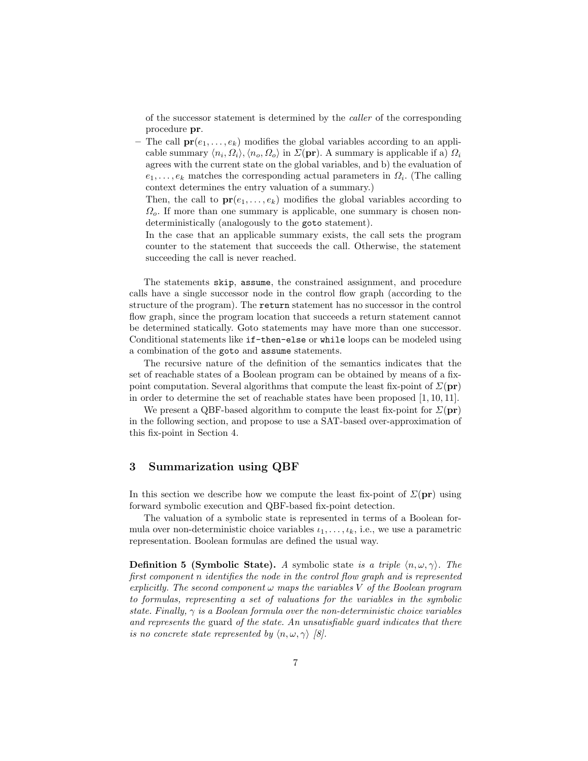of the successor statement is determined by the *caller* of the corresponding procedure **pr**.

– The call $\mathbf{pr}(e_1, \ldots, e_k)$ modifies the global variables according to an applicable summary $\langle n_i, \Omega_i \rangle, \langle n_o, \Omega_o \rangle$ in $\Sigma(\mathbf{pr})$. A summary is applicable if a) $\Omega_i$ agrees with the current state on the global variables, and b) the evaluation of $e_1, \ldots, e_k$ matches the corresponding actual parameters in $\Omega_i$. (The calling context determines the entry valuation of a summary.)

  Then, the call to $\mathbf{pr}(e_1, \ldots, e_k)$ modifies the global variables according to $\Omega_o$. If more than one summary is applicable, one summary is chosen nondeterministically (analogously to the `goto` statement).

  In the case that an applicable summary exists, the call sets the program counter to the statement that succeeds the call. Otherwise, the statement succeeding the call is never reached.

The statements `skip`, `assume`, the constrained assignment, and procedure calls have a single successor node in the control flow graph (according to the structure of the program). The `return` statement has no successor in the control flow graph, since the program location that succeeds a return statement cannot be determined statically. Goto statements may have more than one successor. Conditional statements like `if-then-else` or `while` loops can be modeled using a combination of the `goto` and `assume` statements.

The recursive nature of the definition of the semantics indicates that the set of reachable states of a Boolean program can be obtained by means of a fixpoint computation. Several algorithms that compute the least fix-point of $\Sigma(\mathbf{pr})$ in order to determine the set of reachable states have been proposed [1, 10, 11].

We present a QBF-based algorithm to compute the least fix-point for $\Sigma(\mathbf{pr})$ in the following section, and propose to use a SAT-based over-approximation of this fix-point in Section 4.

## 3 Summarization using QBF

In this section we describe how we compute the least fix-point of $\Sigma(\mathbf{pr})$ using forward symbolic execution and QBF-based fix-point detection.

The valuation of a symbolic state is represented in terms of a Boolean formula over non-deterministic choice variables $\iota_1, \ldots, \iota_k$, i.e., we use a parametric representation. Boolean formulas are defined the usual way.

**Definition 5 (Symbolic State).** *A* symbolic state *is a triple* $\langle n, \omega, \gamma \rangle$*. The first component* $n$ *identifies the node in the control flow graph and is represented explicitly. The second component* $\omega$ *maps the variables* $V$ *of the Boolean program to formulas, representing a set of valuations for the variables in the symbolic state. Finally,* $\gamma$ *is a Boolean formula over the non-deterministic choice variables and represents the* guard *of the state. An unsatisfiable guard indicates that there is no concrete state represented by* $\langle n, \omega, \gamma \rangle$ *[8].*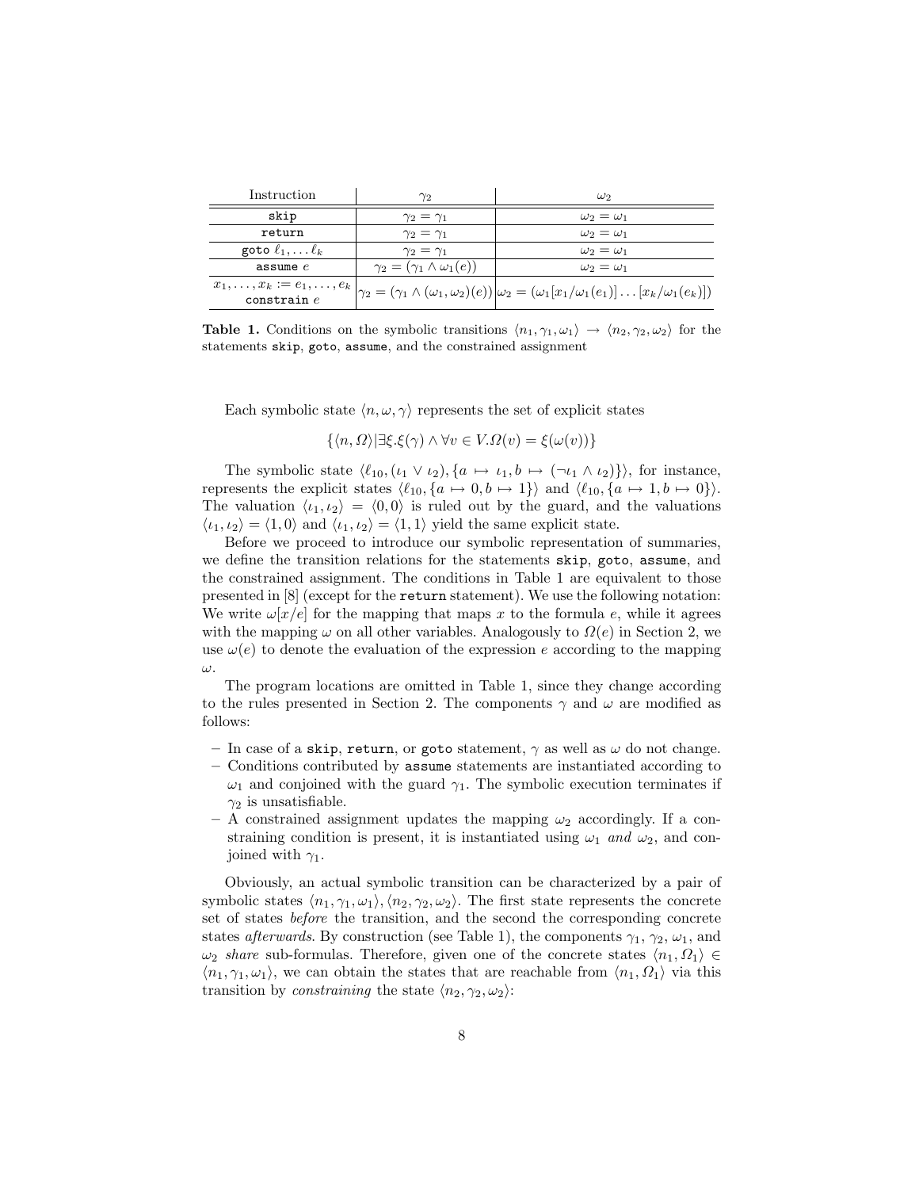| Instruction | $\gamma_2$ | $\omega_2$ |
|---|---|---|
| `skip` | $\gamma_2 = \gamma_1$ | $\omega_2 = \omega_1$ |
| `return` | $\gamma_2 = \gamma_1$ | $\omega_2 = \omega_1$ |
| `goto` $\ell_1, \dots \ell_k$ | $\gamma_2 = \gamma_1$ | $\omega_2 = \omega_1$ |
| `assume` $e$ | $\gamma_2 = (\gamma_1 \wedge \omega_1(e))$ | $\omega_2 = \omega_1$ |
| $x_1, \dots, x_k := e_1, \dots, e_k$ `constrain` $e$ | $\gamma_2 = (\gamma_1 \wedge (\omega_1, \omega_2)(e))$ | $\omega_2 = (\omega_1[x_1/\omega_1(e_1)] \dots [x_k/\omega_1(e_k)])$ |

**Table 1.** Conditions on the symbolic transitions $\langle n_1, \gamma_1, \omega_1 \rangle \rightarrow \langle n_2, \gamma_2, \omega_2 \rangle$ for the statements `skip`, `goto`, `assume`, and the constrained assignment

Each symbolic state $\langle n, \omega, \gamma \rangle$ represents the set of explicit states

$$\{\langle n, \Omega \rangle | \exists \xi . \xi(\gamma) \wedge \forall v \in V . \Omega(v) = \xi(\omega(v))\}$$

The symbolic state $\langle \ell_{10}, (\iota_1 \vee \iota_2), \{a \mapsto \iota_1, b \mapsto (\neg \iota_1 \wedge \iota_2)\} \rangle$, for instance, represents the explicit states $\langle \ell_{10}, \{a \mapsto 0, b \mapsto 1\} \rangle$ and $\langle \ell_{10}, \{a \mapsto 1, b \mapsto 0\} \rangle$. The valuation $\langle \iota_1, \iota_2 \rangle = \langle 0, 0 \rangle$ is ruled out by the guard, and the valuations $\langle \iota_1, \iota_2 \rangle = \langle 1, 0 \rangle$ and $\langle \iota_1, \iota_2 \rangle = \langle 1, 1 \rangle$ yield the same explicit state.

Before we proceed to introduce our symbolic representation of summaries, we define the transition relations for the statements `skip`, `goto`, `assume`, and the constrained assignment. The conditions in Table 1 are equivalent to those presented in [8] (except for the `return` statement). We use the following notation: We write $\omega[x/e]$ for the mapping that maps $x$ to the formula $e$, while it agrees with the mapping $\omega$ on all other variables. Analogously to $\Omega(e)$ in Section 2, we use $\omega(e)$ to denote the evaluation of the expression $e$ according to the mapping $\omega$.

The program locations are omitted in Table 1, since they change according to the rules presented in Section 2. The components $\gamma$ and $\omega$ are modified as follows:

- In case of a `skip`, `return`, or `goto` statement, $\gamma$ as well as $\omega$ do not change.
- Conditions contributed by `assume` statements are instantiated according to $\omega_1$ and conjoined with the guard $\gamma_1$. The symbolic execution terminates if $\gamma_2$ is unsatisfiable.
- A constrained assignment updates the mapping $\omega_2$ accordingly. If a constraining condition is present, it is instantiated using $\omega_1$ *and* $\omega_2$, and conjoined with $\gamma_1$.

Obviously, an actual symbolic transition can be characterized by a pair of symbolic states $\langle n_1, \gamma_1, \omega_1 \rangle, \langle n_2, \gamma_2, \omega_2 \rangle$. The first state represents the concrete set of states *before* the transition, and the second the corresponding concrete states *afterwards*. By construction (see Table 1), the components $\gamma_1$, $\gamma_2$, $\omega_1$, and $\omega_2$ *share* sub-formulas. Therefore, given one of the concrete states $\langle n_1, \Omega_1 \rangle \in \langle n_1, \gamma_1, \omega_1 \rangle$, we can obtain the states that are reachable from $\langle n_1, \Omega_1 \rangle$ via this transition by *constraining* the state $\langle n_2, \gamma_2, \omega_2 \rangle$: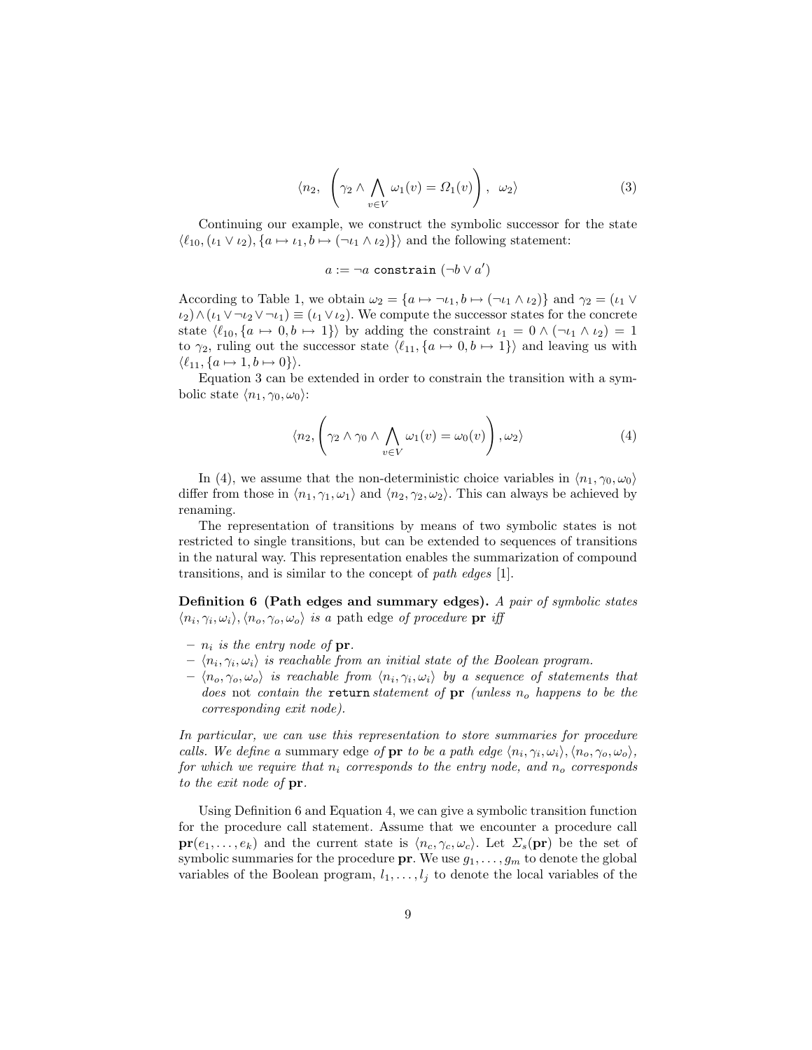$$\langle n_2,\ \left(\gamma_2 \wedge \bigwedge_{v \in V} \omega_1(v) = \Omega_1(v)\right),\ \ \omega_2\rangle \tag{3}$$

Continuing our example, we construct the symbolic successor for the state $\langle \ell_{10}, (\iota_1 \vee \iota_2), \{a \mapsto \iota_1, b \mapsto (\neg\iota_1 \wedge \iota_2)\}\rangle$ and the following statement:

$$a := \neg a \ \texttt{constrain}\ (\neg b \vee a')$$

According to Table 1, we obtain $\omega_2 = \{a \mapsto \neg\iota_1, b \mapsto (\neg\iota_1 \wedge \iota_2)\}$ and $\gamma_2 = (\iota_1 \vee \iota_2) \wedge (\iota_1 \vee \neg\iota_2 \vee \neg\iota_1) \equiv (\iota_1 \vee \iota_2)$. We compute the successor states for the concrete state $\langle \ell_{10}, \{a \mapsto 0, b \mapsto 1\}\rangle$ by adding the constraint $\iota_1 = 0 \wedge (\neg\iota_1 \wedge \iota_2) = 1$ to $\gamma_2$, ruling out the successor state $\langle \ell_{11}, \{a \mapsto 0, b \mapsto 1\}\rangle$ and leaving us with $\langle \ell_{11}, \{a \mapsto 1, b \mapsto 0\}\rangle$.

Equation 3 can be extended in order to constrain the transition with a symbolic state $\langle n_1, \gamma_0, \omega_0\rangle$:

$$\langle n_2, \left(\gamma_2 \wedge \gamma_0 \wedge \bigwedge_{v \in V} \omega_1(v) = \omega_0(v)\right), \omega_2\rangle \tag{4}$$

In (4), we assume that the non-deterministic choice variables in $\langle n_1, \gamma_0, \omega_0\rangle$ differ from those in $\langle n_1, \gamma_1, \omega_1\rangle$ and $\langle n_2, \gamma_2, \omega_2\rangle$. This can always be achieved by renaming.

The representation of transitions by means of two symbolic states is not restricted to single transitions, but can be extended to sequences of transitions in the natural way. This representation enables the summarization of compound transitions, and is similar to the concept of *path edges* [1].

**Definition 6 (Path edges and summary edges).** *A pair of symbolic states $\langle n_i, \gamma_i, \omega_i\rangle, \langle n_o, \gamma_o, \omega_o\rangle$ is a* path edge *of procedure* **pr** *iff*

- *$n_i$ is the entry node of* **pr**.
- *$\langle n_i, \gamma_i, \omega_i\rangle$ is reachable from an initial state of the Boolean program.*
- *$\langle n_o, \gamma_o, \omega_o\rangle$ is reachable from $\langle n_i, \gamma_i, \omega_i\rangle$ by a sequence of statements that does* not *contain the* `return` *statement of* **pr** *(unless $n_o$ happens to be the corresponding exit node).*

*In particular, we can use this representation to store summaries for procedure calls. We define a* summary edge *of* **pr** *to be a path edge $\langle n_i, \gamma_i, \omega_i\rangle, \langle n_o, \gamma_o, \omega_o\rangle$, for which we require that $n_i$ corresponds to the entry node, and $n_o$ corresponds to the exit node of* **pr**.

Using Definition 6 and Equation 4, we can give a symbolic transition function for the procedure call statement. Assume that we encounter a procedure call $\mathbf{pr}(e_1, \ldots, e_k)$ and the current state is $\langle n_c, \gamma_c, \omega_c\rangle$. Let $\Sigma_s(\mathbf{pr})$ be the set of symbolic summaries for the procedure **pr**. We use $g_1, \ldots, g_m$ to denote the global variables of the Boolean program, $l_1, \ldots, l_j$ to denote the local variables of the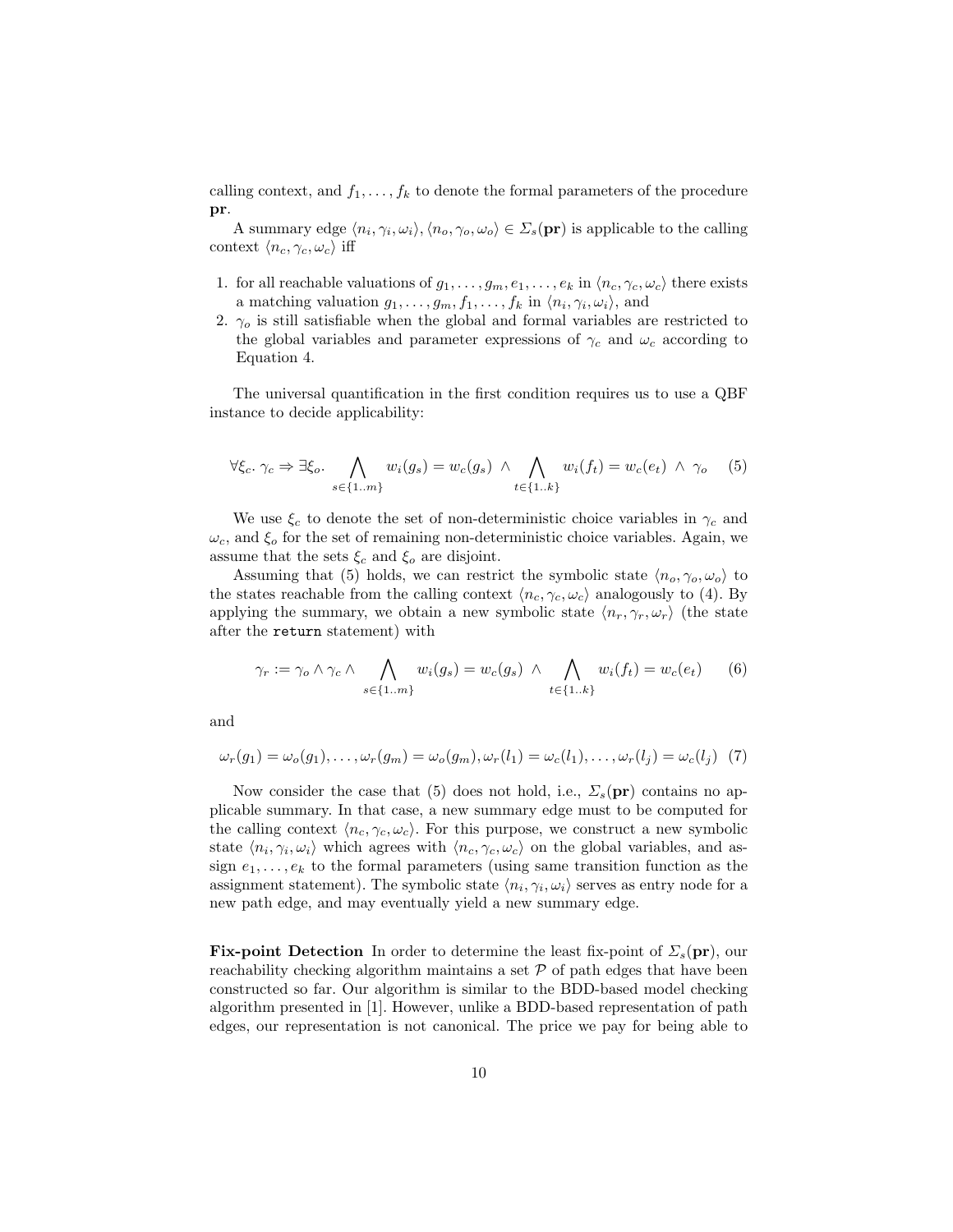calling context, and $f_1, \ldots, f_k$ to denote the formal parameters of the procedure **pr**.

A summary edge $\langle n_i, \gamma_i, \omega_i \rangle, \langle n_o, \gamma_o, \omega_o \rangle \in \Sigma_s(\mathbf{pr})$ is applicable to the calling context $\langle n_c, \gamma_c, \omega_c \rangle$ iff

1. for all reachable valuations of $g_1, \ldots, g_m, e_1, \ldots, e_k$ in $\langle n_c, \gamma_c, \omega_c \rangle$ there exists a matching valuation $g_1, \ldots, g_m, f_1, \ldots, f_k$ in $\langle n_i, \gamma_i, \omega_i \rangle$, and
2. $\gamma_o$ is still satisfiable when the global and formal variables are restricted to the global variables and parameter expressions of $\gamma_c$ and $\omega_c$ according to Equation 4.

The universal quantification in the first condition requires us to use a QBF instance to decide applicability:

$$\forall \xi_c.\ \gamma_c \Rightarrow \exists \xi_o. \bigwedge_{s \in \{1..m\}} w_i(g_s) = w_c(g_s) \ \wedge \bigwedge_{t \in \{1..k\}} w_i(f_t) = w_c(e_t) \ \wedge \ \gamma_o \qquad (5)$$

We use $\xi_c$ to denote the set of non-deterministic choice variables in $\gamma_c$ and $\omega_c$, and $\xi_o$ for the set of remaining non-deterministic choice variables. Again, we assume that the sets $\xi_c$ and $\xi_o$ are disjoint.

Assuming that (5) holds, we can restrict the symbolic state $\langle n_o, \gamma_o, \omega_o \rangle$ to the states reachable from the calling context $\langle n_c, \gamma_c, \omega_c \rangle$ analogously to (4). By applying the summary, we obtain a new symbolic state $\langle n_r, \gamma_r, \omega_r \rangle$ (the state after the `return` statement) with

$$\gamma_r := \gamma_o \wedge \gamma_c \wedge \bigwedge_{s \in \{1..m\}} w_i(g_s) = w_c(g_s) \ \wedge \bigwedge_{t \in \{1..k\}} w_i(f_t) = w_c(e_t) \qquad (6)$$

and

$$\omega_r(g_1) = \omega_o(g_1), \ldots, \omega_r(g_m) = \omega_o(g_m), \omega_r(l_1) = \omega_c(l_1), \ldots, \omega_r(l_j) = \omega_c(l_j) \quad (7)$$

Now consider the case that (5) does not hold, i.e., $\Sigma_s(\mathbf{pr})$ contains no applicable summary. In that case, a new summary edge must to be computed for the calling context $\langle n_c, \gamma_c, \omega_c \rangle$. For this purpose, we construct a new symbolic state $\langle n_i, \gamma_i, \omega_i \rangle$ which agrees with $\langle n_c, \gamma_c, \omega_c \rangle$ on the global variables, and assign $e_1, \ldots, e_k$ to the formal parameters (using same transition function as the assignment statement). The symbolic state $\langle n_i, \gamma_i, \omega_i \rangle$ serves as entry node for a new path edge, and may eventually yield a new summary edge.

**Fix-point Detection** In order to determine the least fix-point of $\Sigma_s(\mathbf{pr})$, our reachability checking algorithm maintains a set $\mathcal{P}$ of path edges that have been constructed so far. Our algorithm is similar to the BDD-based model checking algorithm presented in [1]. However, unlike a BDD-based representation of path edges, our representation is not canonical. The price we pay for being able to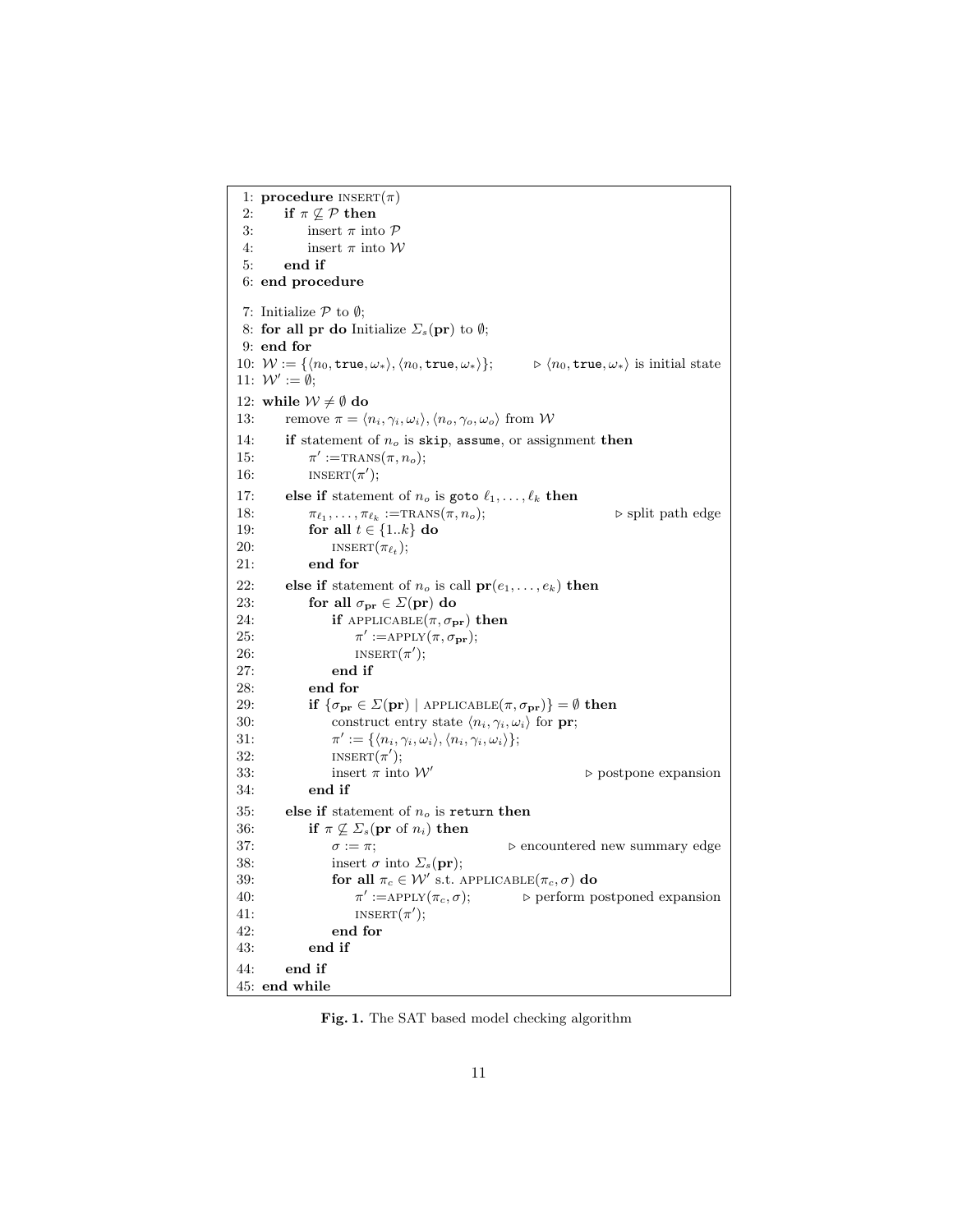```
 1: procedure INSERT(π)
 2:     if π ⊈ P then
 3:         insert π into P
 4:         insert π into W
 5:     end if
 6: end procedure

 7: Initialize P to ∅;
 8: for all pr do Initialize Σ_s(pr) to ∅;
 9: end for
10: W := {⟨n_0, true, ω_*⟩, ⟨n_0, true, ω_*⟩};        ▷ ⟨n_0, true, ω_*⟩ is initial state
11: W' := ∅;
12: while W ≠ ∅ do
13:     remove π = ⟨n_i, γ_i, ω_i⟩, ⟨n_o, γ_o, ω_o⟩ from W
14:     if statement of n_o is skip, assume, or assignment then
15:         π' :=TRANS(π, n_o);
16:         INSERT(π');
17:     else if statement of n_o is goto ℓ_1, ..., ℓ_k then
18:         π_{ℓ_1}, ..., π_{ℓ_k} :=TRANS(π, n_o);                ▷ split path edge
19:         for all t ∈ {1..k} do
20:             INSERT(π_{ℓ_t});
21:         end for
22:     else if statement of n_o is call pr(e_1, ..., e_k) then
23:         for all σ_pr ∈ Σ(pr) do
24:             if APPLICABLE(π, σ_pr) then
25:                 π' :=APPLY(π, σ_pr);
26:                 INSERT(π');
27:             end if
28:         end for
29:         if {σ_pr ∈ Σ(pr) | APPLICABLE(π, σ_pr)} = ∅ then
30:             construct entry state ⟨n_i, γ_i, ω_i⟩ for pr;
31:             π' := {⟨n_i, γ_i, ω_i⟩, ⟨n_i, γ_i, ω_i⟩};
32:             INSERT(π');
33:             insert π into W'                            ▷ postpone expansion
34:         end if
35:     else if statement of n_o is return then
36:         if π ⊈ Σ_s(pr of n_i) then
37:             σ := π;                                  ▷ encountered new summary edge
38:             insert σ into Σ_s(pr);
39:             for all π_c ∈ W' s.t. APPLICABLE(π_c, σ) do
40:                 π' :=APPLY(π_c, σ);            ▷ perform postponed expansion
41:                 INSERT(π');
42:             end for
43:         end if
44:     end if
45: end while
```

**Fig. 1.** The SAT based model checking algorithm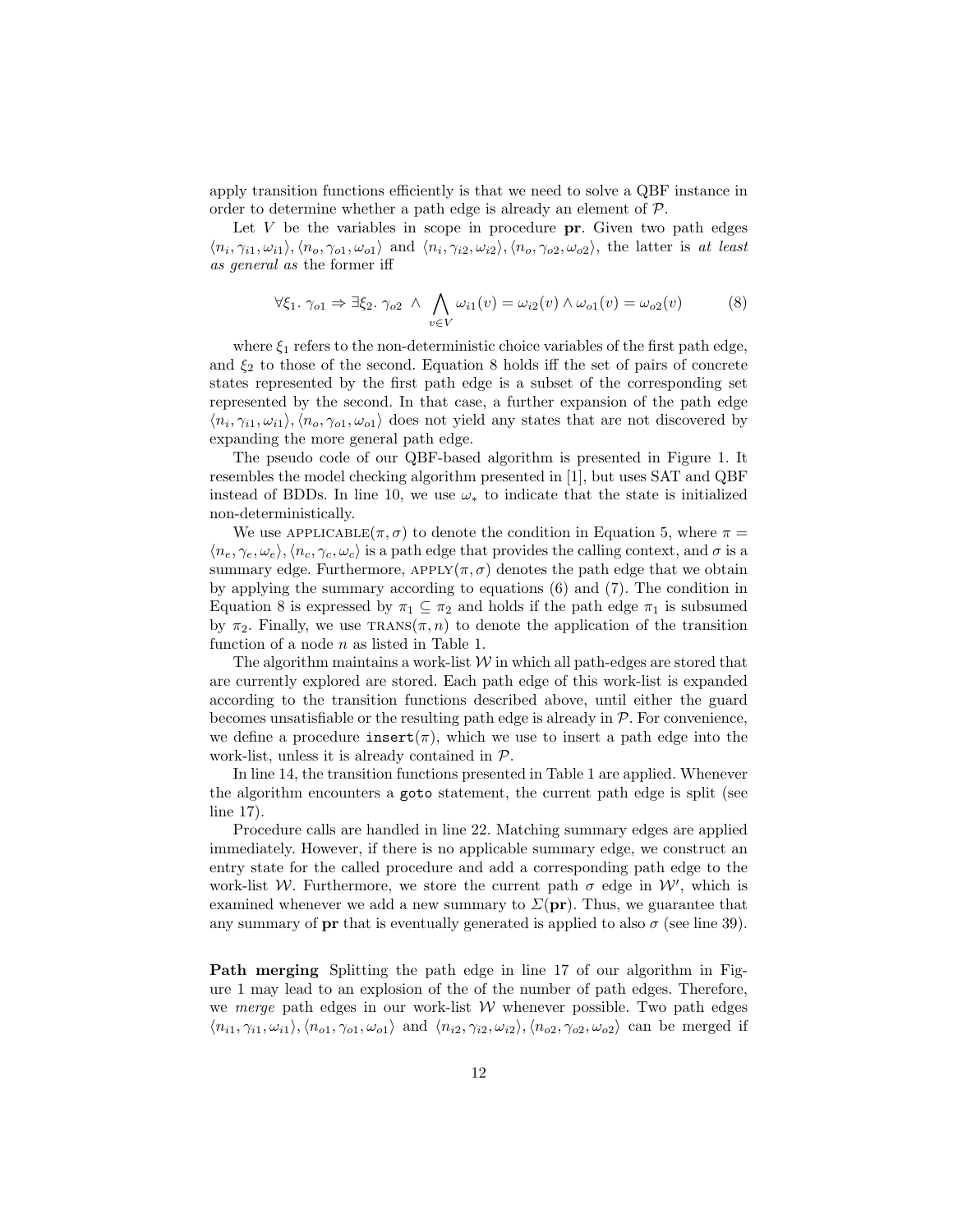apply transition functions efficiently is that we need to solve a QBF instance in order to determine whether a path edge is already an element of $\mathcal{P}$.

Let $V$ be the variables in scope in procedure **pr**. Given two path edges $\langle n_i, \gamma_{i1}, \omega_{i1}\rangle, \langle n_o, \gamma_{o1}, \omega_{o1}\rangle$ and $\langle n_i, \gamma_{i2}, \omega_{i2}\rangle, \langle n_o, \gamma_{o2}, \omega_{o2}\rangle$, the latter is *at least as general as* the former iff

$$\forall \xi_1 .\ \gamma_{o1} \Rightarrow \exists \xi_2 .\ \gamma_{o2}\ \wedge\ \bigwedge_{v\in V} \omega_{i1}(v) = \omega_{i2}(v) \wedge \omega_{o1}(v) = \omega_{o2}(v) \tag{8}$$

where $\xi_1$ refers to the non-deterministic choice variables of the first path edge, and $\xi_2$ to those of the second. Equation 8 holds iff the set of pairs of concrete states represented by the first path edge is a subset of the corresponding set represented by the second. In that case, a further expansion of the path edge $\langle n_i, \gamma_{i1}, \omega_{i1}\rangle, \langle n_o, \gamma_{o1}, \omega_{o1}\rangle$ does not yield any states that are not discovered by expanding the more general path edge.

The pseudo code of our QBF-based algorithm is presented in Figure 1. It resembles the model checking algorithm presented in [1], but uses SAT and QBF instead of BDDs. In line 10, we use $\omega_*$ to indicate that the state is initialized non-deterministically.

We use $\text{APPLICABLE}(\pi, \sigma)$ to denote the condition in Equation 5, where $\pi = \langle n_e, \gamma_e, \omega_e\rangle, \langle n_c, \gamma_c, \omega_c\rangle$ is a path edge that provides the calling context, and $\sigma$ is a summary edge. Furthermore, $\text{APPLY}(\pi, \sigma)$ denotes the path edge that we obtain by applying the summary according to equations (6) and (7). The condition in Equation 8 is expressed by $\pi_1 \subseteq \pi_2$ and holds if the path edge $\pi_1$ is subsumed by $\pi_2$. Finally, we use $\text{TRANS}(\pi, n)$ to denote the application of the transition function of a node $n$ as listed in Table 1.

The algorithm maintains a work-list $\mathcal{W}$ in which all path-edges are stored that are currently explored are stored. Each path edge of this work-list is expanded according to the transition functions described above, until either the guard becomes unsatisfiable or the resulting path edge is already in $\mathcal{P}$. For convenience, we define a procedure `insert`$(\pi)$, which we use to insert a path edge into the work-list, unless it is already contained in $\mathcal{P}$.

In line 14, the transition functions presented in Table 1 are applied. Whenever the algorithm encounters a `goto` statement, the current path edge is split (see line 17).

Procedure calls are handled in line 22. Matching summary edges are applied immediately. However, if there is no applicable summary edge, we construct an entry state for the called procedure and add a corresponding path edge to the work-list $\mathcal{W}$. Furthermore, we store the current path $\sigma$ edge in $\mathcal{W}'$, which is examined whenever we add a new summary to $\Sigma(\mathbf{pr})$. Thus, we guarantee that any summary of **pr** that is eventually generated is applied to also $\sigma$ (see line 39).

**Path merging** Splitting the path edge in line 17 of our algorithm in Figure 1 may lead to an explosion of the of the number of path edges. Therefore, we *merge* path edges in our work-list $\mathcal{W}$ whenever possible. Two path edges $\langle n_{i1}, \gamma_{i1}, \omega_{i1}\rangle, \langle n_{o1}, \gamma_{o1}, \omega_{o1}\rangle$ and $\langle n_{i2}, \gamma_{i2}, \omega_{i2}\rangle, \langle n_{o2}, \gamma_{o2}, \omega_{o2}\rangle$ can be merged if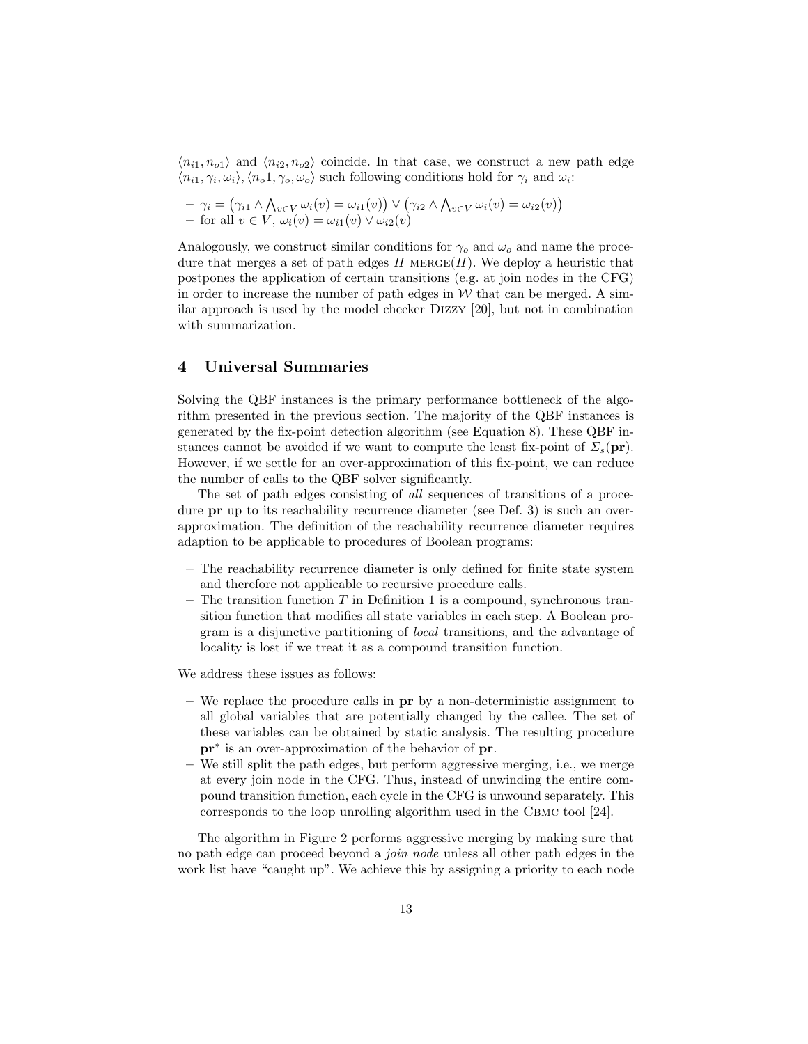$\langle n_{i1}, n_{o1}\rangle$ and $\langle n_{i2}, n_{o2}\rangle$ coincide. In that case, we construct a new path edge $\langle n_{i1}, \gamma_i, \omega_i\rangle, \langle n_o1, \gamma_o, \omega_o\rangle$ such following conditions hold for $\gamma_i$ and $\omega_i$:

- $\gamma_i = \left(\gamma_{i1} \wedge \bigwedge_{v \in V} \omega_i(v) = \omega_{i1}(v)\right) \vee \left(\gamma_{i2} \wedge \bigwedge_{v \in V} \omega_i(v) = \omega_{i2}(v)\right)$
- for all $v \in V$, $\omega_i(v) = \omega_{i1}(v) \vee \omega_{i2}(v)$

Analogously, we construct similar conditions for $\gamma_o$ and $\omega_o$ and name the procedure that merges a set of path edges $\Pi$ MERGE($\Pi$). We deploy a heuristic that postpones the application of certain transitions (e.g. at join nodes in the CFG) in order to increase the number of path edges in $\mathcal{W}$ that can be merged. A similar approach is used by the model checker DIZZY [20], but not in combination with summarization.

## 4 Universal Summaries

Solving the QBF instances is the primary performance bottleneck of the algorithm presented in the previous section. The majority of the QBF instances is generated by the fix-point detection algorithm (see Equation 8). These QBF instances cannot be avoided if we want to compute the least fix-point of $\Sigma_s(\mathbf{pr})$. However, if we settle for an over-approximation of this fix-point, we can reduce the number of calls to the QBF solver significantly.

The set of path edges consisting of *all* sequences of transitions of a procedure $\mathbf{pr}$ up to its reachability recurrence diameter (see Def. 3) is such an over-approximation. The definition of the reachability recurrence diameter requires adaption to be applicable to procedures of Boolean programs:

- The reachability recurrence diameter is only defined for finite state system and therefore not applicable to recursive procedure calls.
- The transition function $T$ in Definition 1 is a compound, synchronous transition function that modifies all state variables in each step. A Boolean program is a disjunctive partitioning of *local* transitions, and the advantage of locality is lost if we treat it as a compound transition function.

We address these issues as follows:

- We replace the procedure calls in $\mathbf{pr}$ by a non-deterministic assignment to all global variables that are potentially changed by the callee. The set of these variables can be obtained by static analysis. The resulting procedure $\mathbf{pr}^*$ is an over-approximation of the behavior of $\mathbf{pr}$.
- We still split the path edges, but perform aggressive merging, i.e., we merge at every join node in the CFG. Thus, instead of unwinding the entire compound transition function, each cycle in the CFG is unwound separately. This corresponds to the loop unrolling algorithm used in the CBMC tool [24].

The algorithm in Figure 2 performs aggressive merging by making sure that no path edge can proceed beyond a *join node* unless all other path edges in the work list have "caught up". We achieve this by assigning a priority to each node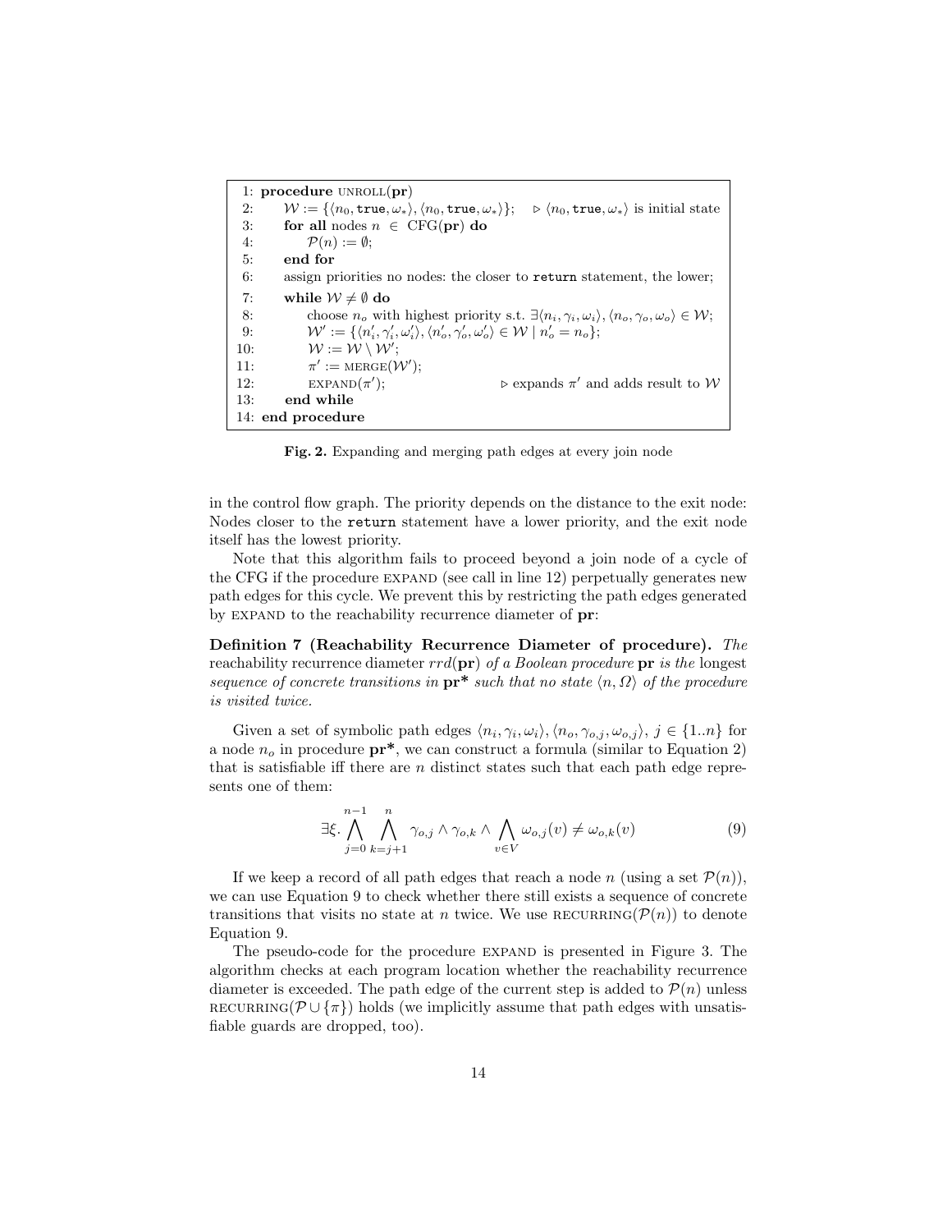```
 1: procedure UNROLL(pr)
 2:     W := {⟨n_0, true, ω_*⟩, ⟨n_0, true, ω_*⟩};    ▷ ⟨n_0, true, ω_*⟩ is initial state
 3:     for all nodes n ∈ CFG(pr) do
 4:         P(n) := ∅;
 5:     end for
 6:     assign priorities no nodes: the closer to return statement, the lower;
 7:     while W ≠ ∅ do
 8:         choose n_o with highest priority s.t. ∃⟨n_i, γ_i, ω_i⟩, ⟨n_o, γ_o, ω_o⟩ ∈ W;
 9:         W' := {⟨n'_i, γ'_i, ω'_i⟩, ⟨n'_o, γ'_o, ω'_o⟩ ∈ W | n'_o = n_o};
10:         W := W \ W';
11:         π' := MERGE(W');
12:         EXPAND(π');                        ▷ expands π' and adds result to W
13:     end while
14: end procedure
```

**Fig. 2.** Expanding and merging path edges at every join node

in the control flow graph. The priority depends on the distance to the exit node: Nodes closer to the `return` statement have a lower priority, and the exit node itself has the lowest priority.

Note that this algorithm fails to proceed beyond a join node of a cycle of the CFG if the procedure EXPAND (see call in line 12) perpetually generates new path edges for this cycle. We prevent this by restricting the path edges generated by EXPAND to the reachability recurrence diameter of **pr**:

**Definition 7 (Reachability Recurrence Diameter of procedure).** *The* reachability recurrence diameter $rrd(\mathbf{pr})$ *of a Boolean procedure* **pr** *is the* longest sequence of concrete transitions *in* **pr\*** *such that no state* $\langle n, \Omega\rangle$ *of the procedure is visited twice.*

Given a set of symbolic path edges $\langle n_i, \gamma_i, \omega_i\rangle, \langle n_o, \gamma_{o,j}, \omega_{o,j}\rangle$, $j \in \{1..n\}$ for a node $n_o$ in procedure **pr\***, we can construct a formula (similar to Equation 2) that is satisfiable iff there are $n$ distinct states such that each path edge represents one of them:

$$\exists \xi. \bigwedge_{j=0}^{n-1} \bigwedge_{k=j+1}^{n} \gamma_{o,j} \wedge \gamma_{o,k} \wedge \bigwedge_{v \in V} \omega_{o,j}(v) \neq \omega_{o,k}(v) \tag{9}$$

If we keep a record of all path edges that reach a node $n$ (using a set $\mathcal{P}(n)$), we can use Equation 9 to check whether there still exists a sequence of concrete transitions that visits no state at $n$ twice. We use RECURRING$(\mathcal{P}(n))$ to denote Equation 9.

The pseudo-code for the procedure EXPAND is presented in Figure 3. The algorithm checks at each program location whether the reachability recurrence diameter is exceeded. The path edge of the current step is added to $\mathcal{P}(n)$ unless RECURRING$(\mathcal{P} \cup \{\pi\})$ holds (we implicitly assume that path edges with unsatisfiable guards are dropped, too).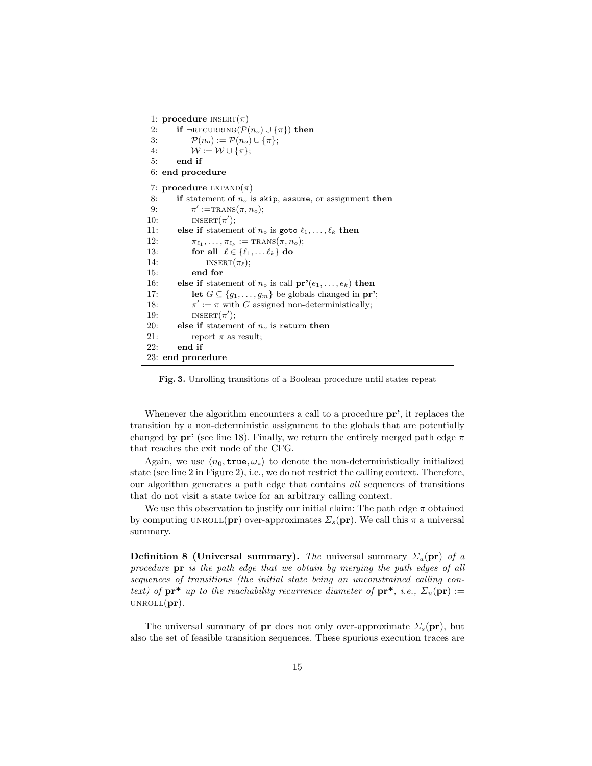```
1: procedure INSERT(π)
2:     if ¬RECURRING(P(n_o) ∪ {π}) then
3:         P(n_o) := P(n_o) ∪ {π};
4:         W := W ∪ {π};
5:     end if
6: end procedure
7: procedure EXPAND(π)
8:     if statement of n_o is skip, assume, or assignment then
9:         π' :=TRANS(π, n_o);
10:        INSERT(π');
11:    else if statement of n_o is goto ℓ_1, ..., ℓ_k then
12:        π_{ℓ_1}, ..., π_{ℓ_k} := TRANS(π, n_o);
13:        for all ℓ ∈ {ℓ_1, ... ℓ_k} do
14:            INSERT(π_ℓ);
15:        end for
16:    else if statement of n_o is call pr'(e_1, ..., e_k) then
17:        let G ⊆ {g_1, ..., g_m} be globals changed in pr';
18:        π' := π with G assigned non-deterministically;
19:        INSERT(π');
20:    else if statement of n_o is return then
21:        report π as result;
22:    end if
23: end procedure
```

**Fig. 3.** Unrolling transitions of a Boolean procedure until states repeat

Whenever the algorithm encounters a call to a procedure **pr'**, it replaces the transition by a non-deterministic assignment to the globals that are potentially changed by **pr'** (see line 18). Finally, we return the entirely merged path edge $\pi$ that reaches the exit node of the CFG.

Again, we use $\langle n_0, \texttt{true}, \omega_* \rangle$ to denote the non-deterministically initialized state (see line 2 in Figure 2), i.e., we do not restrict the calling context. Therefore, our algorithm generates a path edge that contains *all* sequences of transitions that do not visit a state twice for an arbitrary calling context.

We use this observation to justify our initial claim: The path edge $\pi$ obtained by computing UNROLL(**pr**) over-approximates $\Sigma_s(\mathbf{pr})$. We call this $\pi$ a universal summary.

**Definition 8 (Universal summary).** *The* universal summary $\Sigma_u(\mathbf{pr})$ *of a procedure* **pr** *is the path edge that we obtain by merging the path edges of all sequences of transitions (the initial state being an unconstrained calling context) of* **pr\*** *up to the reachability recurrence diameter of* **pr\***, *i.e.,* $\Sigma_u(\mathbf{pr}) :=$ UNROLL(**pr**).

The universal summary of **pr** does not only over-approximate $\Sigma_s(\mathbf{pr})$, but also the set of feasible transition sequences. These spurious execution traces are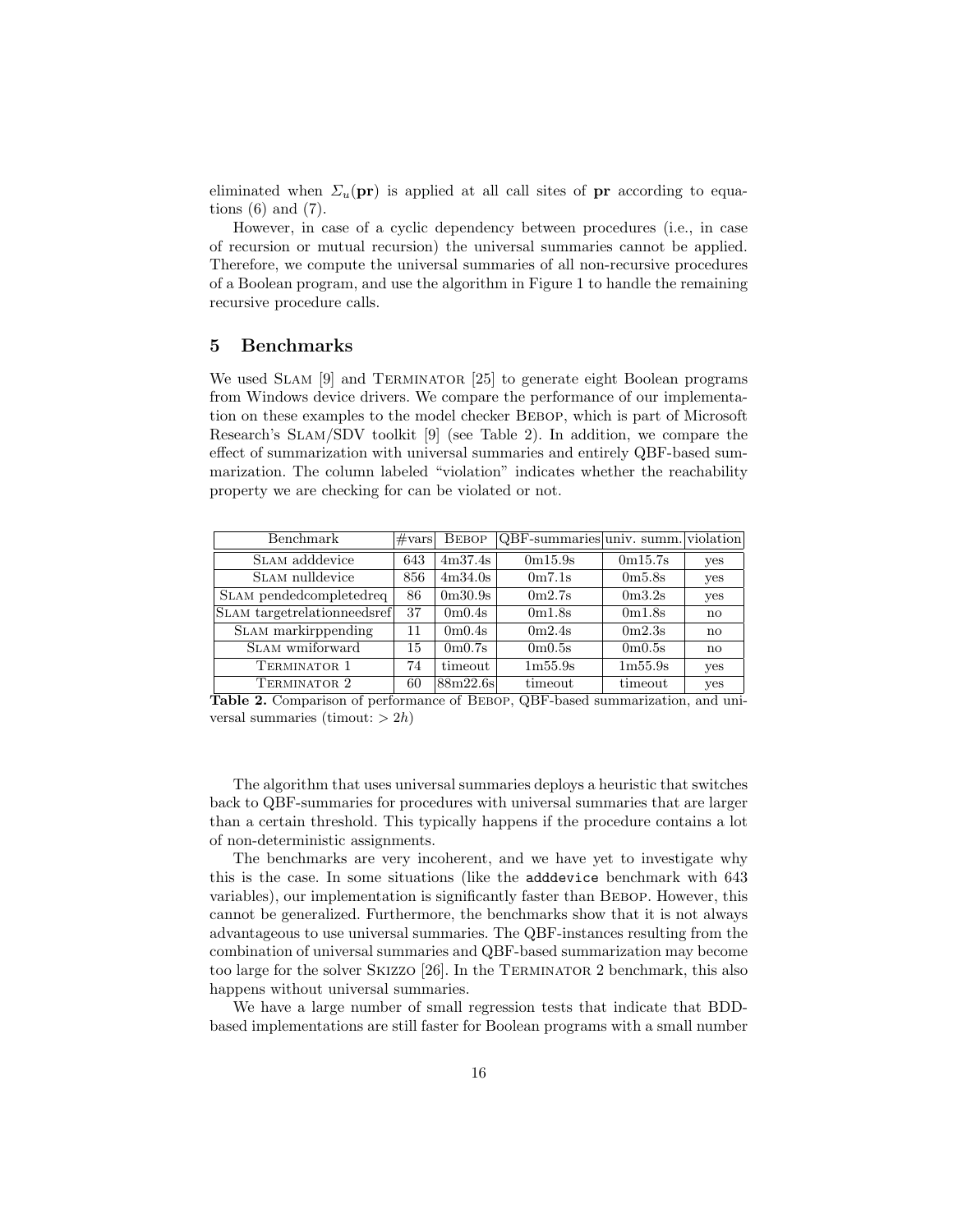eliminated when $\Sigma_u(\mathbf{pr})$ is applied at all call sites of **pr** according to equations (6) and (7).

However, in case of a cyclic dependency between procedures (i.e., in case of recursion or mutual recursion) the universal summaries cannot be applied. Therefore, we compute the universal summaries of all non-recursive procedures of a Boolean program, and use the algorithm in Figure 1 to handle the remaining recursive procedure calls.

## 5 Benchmarks

We used Slam [9] and Terminator [25] to generate eight Boolean programs from Windows device drivers. We compare the performance of our implementation on these examples to the model checker Bebop, which is part of Microsoft Research's Slam/SDV toolkit [9] (see Table 2). In addition, we compare the effect of summarization with universal summaries and entirely QBF-based summarization. The column labeled "violation" indicates whether the reachability property we are checking for can be violated or not.

| Benchmark | #vars | Bebop | QBF-summaries | univ. summ. | violation |
|---|---|---|---|---|---|
| Slam adddevice | 643 | 4m37.4s | 0m15.9s | 0m15.7s | yes |
| Slam nulldevice | 856 | 4m34.0s | 0m7.1s | 0m5.8s | yes |
| Slam pendedcompletedreq | 86 | 0m30.9s | 0m2.7s | 0m3.2s | yes |
| Slam targetrelationneedsref | 37 | 0m0.4s | 0m1.8s | 0m1.8s | no |
| Slam markirppending | 11 | 0m0.4s | 0m2.4s | 0m2.3s | no |
| Slam wmiforward | 15 | 0m0.7s | 0m0.5s | 0m0.5s | no |
| Terminator 1 | 74 | timeout | 1m55.9s | 1m55.9s | yes |
| Terminator 2 | 60 | 88m22.6s | timeout | timeout | yes |

**Table 2.** Comparison of performance of Bebop, QBF-based summarization, and universal summaries (timout: $> 2h$)

The algorithm that uses universal summaries deploys a heuristic that switches back to QBF-summaries for procedures with universal summaries that are larger than a certain threshold. This typically happens if the procedure contains a lot of non-deterministic assignments.

The benchmarks are very incoherent, and we have yet to investigate why this is the case. In some situations (like the `adddevice` benchmark with 643 variables), our implementation is significantly faster than Bebop. However, this cannot be generalized. Furthermore, the benchmarks show that it is not always advantageous to use universal summaries. The QBF-instances resulting from the combination of universal summaries and QBF-based summarization may become too large for the solver Skizzo [26]. In the Terminator 2 benchmark, this also happens without universal summaries.

We have a large number of small regression tests that indicate that BDD-based implementations are still faster for Boolean programs with a small number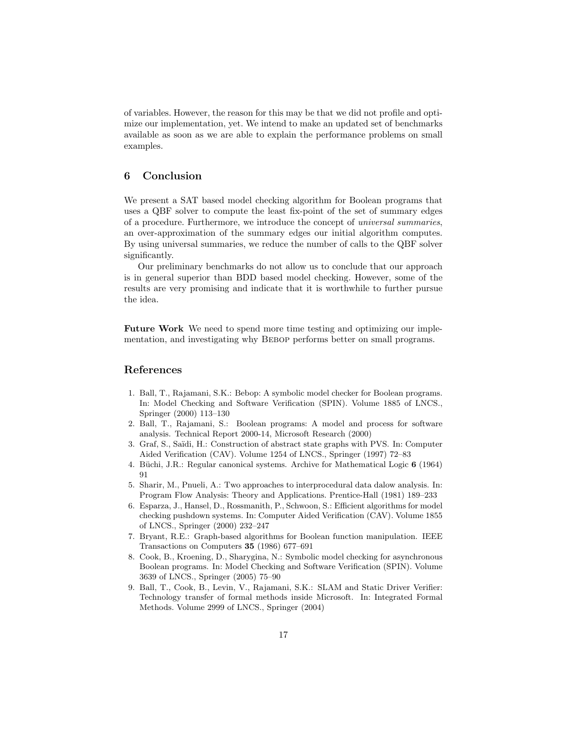of variables. However, the reason for this may be that we did not profile and optimize our implementation, yet. We intend to make an updated set of benchmarks available as soon as we are able to explain the performance problems on small examples.

## 6 Conclusion

We present a SAT based model checking algorithm for Boolean programs that uses a QBF solver to compute the least fix-point of the set of summary edges of a procedure. Furthermore, we introduce the concept of *universal summaries*, an over-approximation of the summary edges our initial algorithm computes. By using universal summaries, we reduce the number of calls to the QBF solver significantly.

Our preliminary benchmarks do not allow us to conclude that our approach is in general superior than BDD based model checking. However, some of the results are very promising and indicate that it is worthwhile to further pursue the idea.

**Future Work** We need to spend more time testing and optimizing our implementation, and investigating why Bebop performs better on small programs.

## References

1. Ball, T., Rajamani, S.K.: Bebop: A symbolic model checker for Boolean programs. In: Model Checking and Software Verification (SPIN). Volume 1885 of LNCS., Springer (2000) 113–130
2. Ball, T., Rajamani, S.: Boolean programs: A model and process for software analysis. Technical Report 2000-14, Microsoft Research (2000)
3. Graf, S., Saïdi, H.: Construction of abstract state graphs with PVS. In: Computer Aided Verification (CAV). Volume 1254 of LNCS., Springer (1997) 72–83
4. Büchi, J.R.: Regular canonical systems. Archive for Mathematical Logic **6** (1964) 91
5. Sharir, M., Pnueli, A.: Two approaches to interprocedural data dalow analysis. In: Program Flow Analysis: Theory and Applications. Prentice-Hall (1981) 189–233
6. Esparza, J., Hansel, D., Rossmanith, P., Schwoon, S.: Efficient algorithms for model checking pushdown systems. In: Computer Aided Verification (CAV). Volume 1855 of LNCS., Springer (2000) 232–247
7. Bryant, R.E.: Graph-based algorithms for Boolean function manipulation. IEEE Transactions on Computers **35** (1986) 677–691
8. Cook, B., Kroening, D., Sharygina, N.: Symbolic model checking for asynchronous Boolean programs. In: Model Checking and Software Verification (SPIN). Volume 3639 of LNCS., Springer (2005) 75–90
9. Ball, T., Cook, B., Levin, V., Rajamani, S.K.: SLAM and Static Driver Verifier: Technology transfer of formal methods inside Microsoft. In: Integrated Formal Methods. Volume 2999 of LNCS., Springer (2004)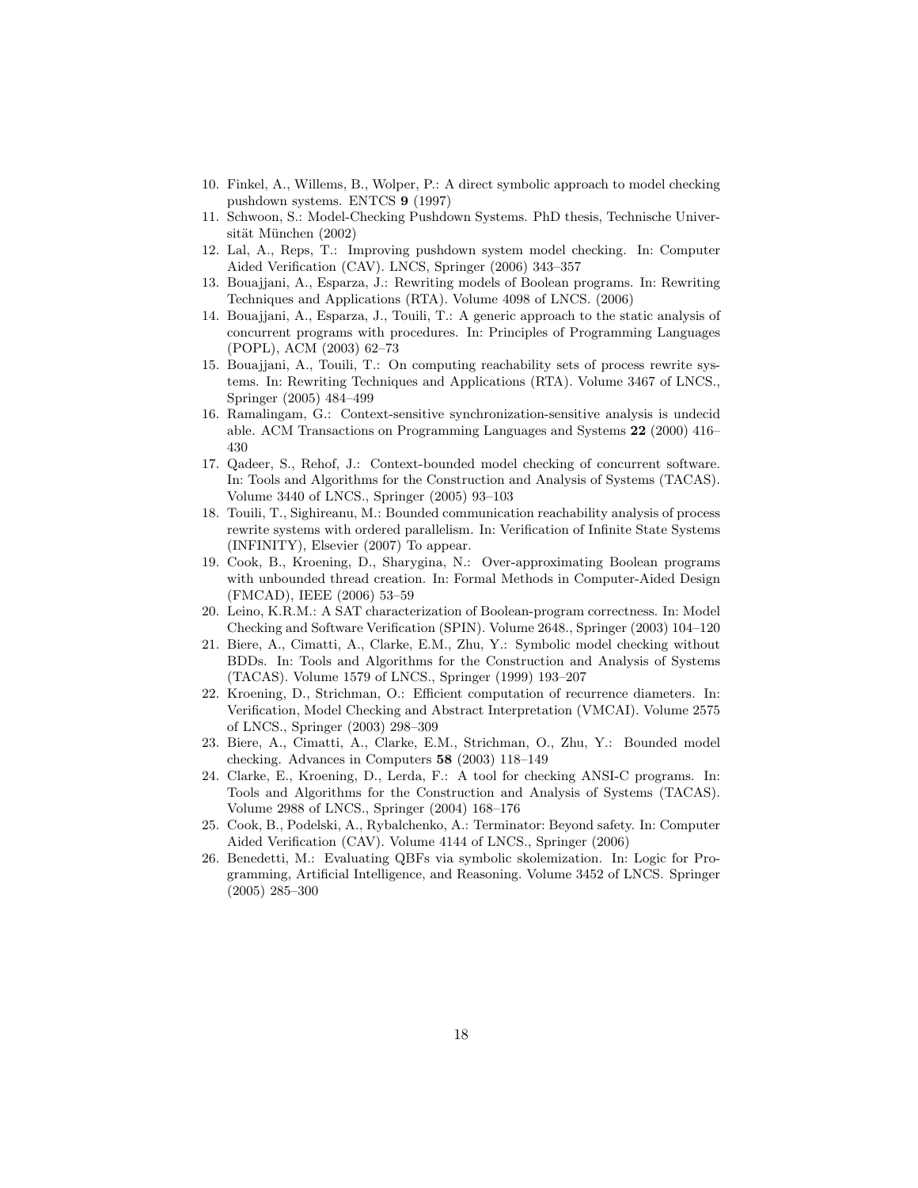10. Finkel, A., Willems, B., Wolper, P.: A direct symbolic approach to model checking pushdown systems. ENTCS **9** (1997)
11. Schwoon, S.: Model-Checking Pushdown Systems. PhD thesis, Technische Universität München (2002)
12. Lal, A., Reps, T.: Improving pushdown system model checking. In: Computer Aided Verification (CAV). LNCS, Springer (2006) 343–357
13. Bouajjani, A., Esparza, J.: Rewriting models of Boolean programs. In: Rewriting Techniques and Applications (RTA). Volume 4098 of LNCS. (2006)
14. Bouajjani, A., Esparza, J., Touili, T.: A generic approach to the static analysis of concurrent programs with procedures. In: Principles of Programming Languages (POPL), ACM (2003) 62–73
15. Bouajjani, A., Touili, T.: On computing reachability sets of process rewrite systems. In: Rewriting Techniques and Applications (RTA). Volume 3467 of LNCS., Springer (2005) 484–499
16. Ramalingam, G.: Context-sensitive synchronization-sensitive analysis is undecidable. ACM Transactions on Programming Languages and Systems **22** (2000) 416–430
17. Qadeer, S., Rehof, J.: Context-bounded model checking of concurrent software. In: Tools and Algorithms for the Construction and Analysis of Systems (TACAS). Volume 3440 of LNCS., Springer (2005) 93–103
18. Touili, T., Sighireanu, M.: Bounded communication reachability analysis of process rewrite systems with ordered parallelism. In: Verification of Infinite State Systems (INFINITY), Elsevier (2007) To appear.
19. Cook, B., Kroening, D., Sharygina, N.: Over-approximating Boolean programs with unbounded thread creation. In: Formal Methods in Computer-Aided Design (FMCAD), IEEE (2006) 53–59
20. Leino, K.R.M.: A SAT characterization of Boolean-program correctness. In: Model Checking and Software Verification (SPIN). Volume 2648., Springer (2003) 104–120
21. Biere, A., Cimatti, A., Clarke, E.M., Zhu, Y.: Symbolic model checking without BDDs. In: Tools and Algorithms for the Construction and Analysis of Systems (TACAS). Volume 1579 of LNCS., Springer (1999) 193–207
22. Kroening, D., Strichman, O.: Efficient computation of recurrence diameters. In: Verification, Model Checking and Abstract Interpretation (VMCAI). Volume 2575 of LNCS., Springer (2003) 298–309
23. Biere, A., Cimatti, A., Clarke, E.M., Strichman, O., Zhu, Y.: Bounded model checking. Advances in Computers **58** (2003) 118–149
24. Clarke, E., Kroening, D., Lerda, F.: A tool for checking ANSI-C programs. In: Tools and Algorithms for the Construction and Analysis of Systems (TACAS). Volume 2988 of LNCS., Springer (2004) 168–176
25. Cook, B., Podelski, A., Rybalchenko, A.: Terminator: Beyond safety. In: Computer Aided Verification (CAV). Volume 4144 of LNCS., Springer (2006)
26. Benedetti, M.: Evaluating QBFs via symbolic skolemization. In: Logic for Programming, Artificial Intelligence, and Reasoning. Volume 3452 of LNCS. Springer (2005) 285–300